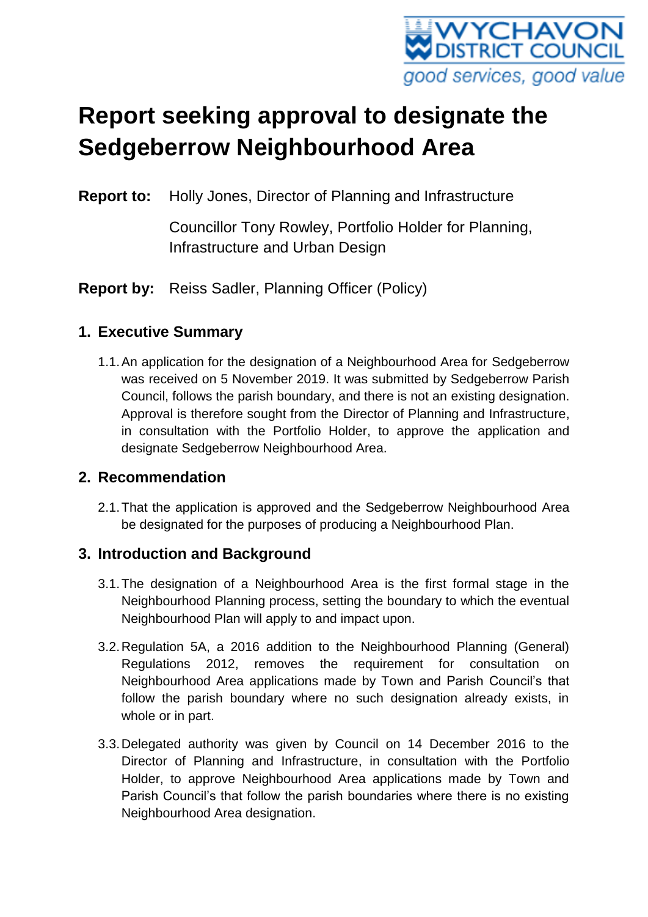# Report seeking approval to designate the Sedgeberrow Neighbourhood Area

**Report to:** Holly Jones, Director of Planning and Infrastructure

Councillor Tony Rowley, Portfolio Holder for Planning, Infrastructure and Urban Design

**Report by:** Reiss Sadler, Planning Officer (Policy)

## 1. Executive Summary

1.1. An application for the designation of a Neighbourhood Area for Sedgeberrow was received on 5 November 2019. It was submitted by Sedgeberrow Parish Council, follows the parish boundary, and there is not an existing designation. Approval is therefore sought from the Director of Planning and Infrastructure, in consultation with the Portfolio Holder, to approve the application and designate Sedgeberrow Neighbourhood Area.

## 2. Recommendation

2.1. That the application is approved and the Sedgeberrow Neighbourhood Area be designated for the purposes of producing a Neighbourhood Plan.

## 3. Introduction and Background

3.1. The designation of a Neighbourhood Area is the first formal stage in the Neighbourhood Planning process, setting the boundary to which the eventual Neighbourhood Plan will apply to and impact upon.

3.2. Regulation 5A, a 2016 addition to the Neighbourhood Planning (General) Regulations 2012, removes the requirement for consultation on Neighbourhood Area applications made by Town and Parish Council's that follow the parish boundary where no such designation already exists, in whole or in part.

3.3. Delegated authority was given by Council on 14 December 2016 to the Director of Planning and Infrastructure, in consultation with the Portfolio Holder, to approve Neighbourhood Area applications made by Town and Parish Council's that follow the parish boundaries where there is no existing Neighbourhood Area designation.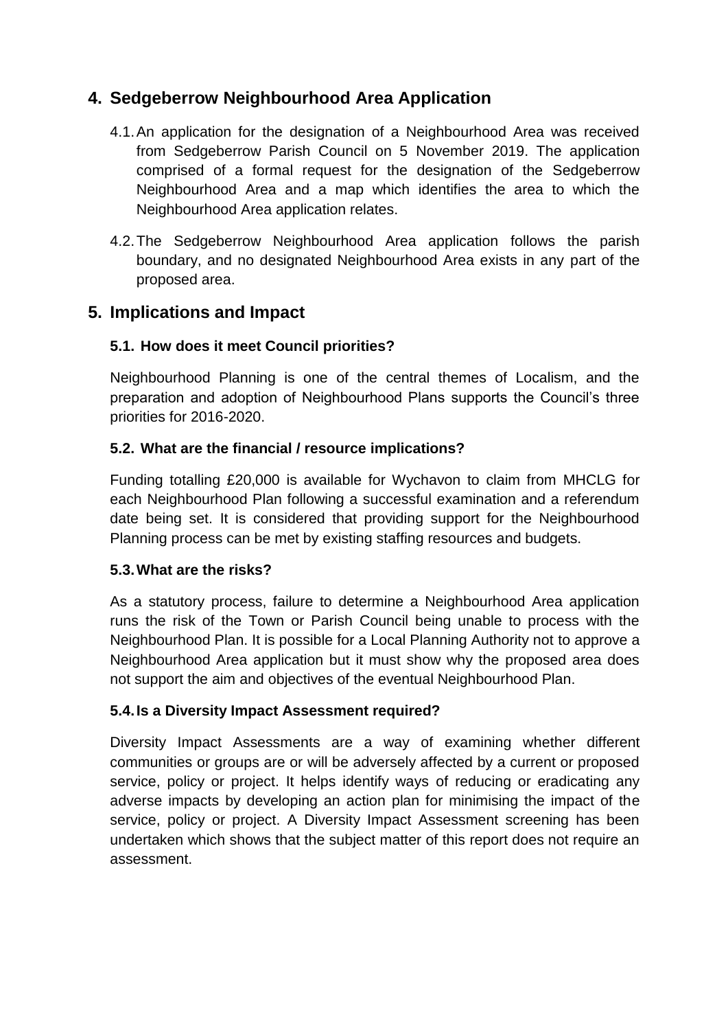## 4. Sedgeberrow Neighbourhood Area Application

4.1. An application for the designation of a Neighbourhood Area was received from Sedgeberrow Parish Council on 5 November 2019. The application comprised of a formal request for the designation of the Sedgeberrow Neighbourhood Area and a map which identifies the area to which the Neighbourhood Area application relates.

4.2. The Sedgeberrow Neighbourhood Area application follows the parish boundary, and no designated Neighbourhood Area exists in any part of the proposed area.

## 5. Implications and Impact

### 5.1. How does it meet Council priorities?

Neighbourhood Planning is one of the central themes of Localism, and the preparation and adoption of Neighbourhood Plans supports the Council's three priorities for 2016-2020.

### 5.2. What are the financial / resource implications?

Funding totalling £20,000 is available for Wychavon to claim from MHCLG for each Neighbourhood Plan following a successful examination and a referendum date being set. It is considered that providing support for the Neighbourhood Planning process can be met by existing staffing resources and budgets.

### 5.3. What are the risks?

As a statutory process, failure to determine a Neighbourhood Area application runs the risk of the Town or Parish Council being unable to process with the Neighbourhood Plan. It is possible for a Local Planning Authority not to approve a Neighbourhood Area application but it must show why the proposed area does not support the aim and objectives of the eventual Neighbourhood Plan.

### 5.4. Is a Diversity Impact Assessment required?

Diversity Impact Assessments are a way of examining whether different communities or groups are or will be adversely affected by a current or proposed service, policy or project. It helps identify ways of reducing or eradicating any adverse impacts by developing an action plan for minimising the impact of the service, policy or project. A Diversity Impact Assessment screening has been undertaken which shows that the subject matter of this report does not require an assessment.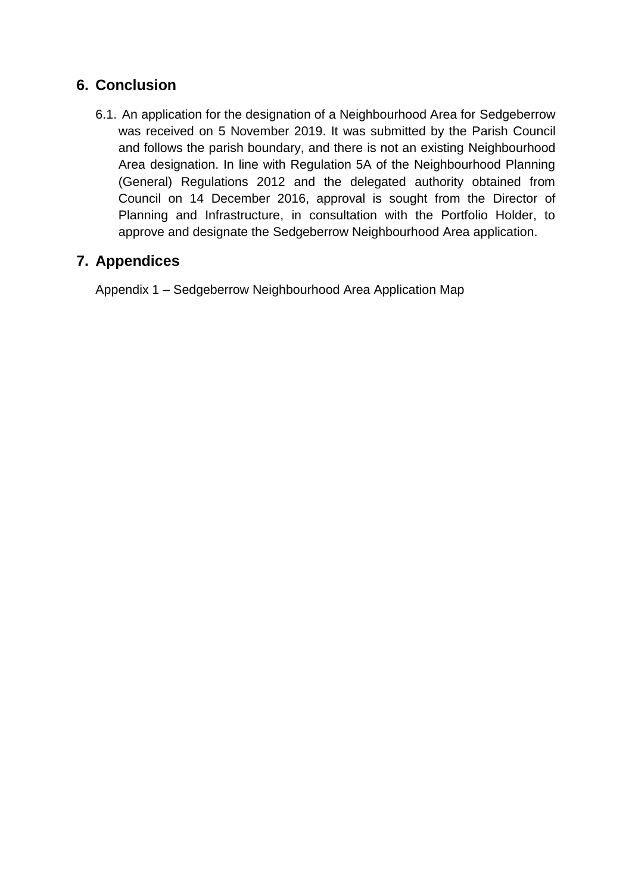## 6. Conclusion

6.1. An application for the designation of a Neighbourhood Area for Sedgeberrow was received on 5 November 2019. It was submitted by the Parish Council and follows the parish boundary, and there is not an existing Neighbourhood Area designation. In line with Regulation 5A of the Neighbourhood Planning (General) Regulations 2012 and the delegated authority obtained from Council on 14 December 2016, approval is sought from the Director of Planning and Infrastructure, in consultation with the Portfolio Holder, to approve and designate the Sedgeberrow Neighbourhood Area application.

## 7. Appendices

Appendix 1 – Sedgeberrow Neighbourhood Area Application Map